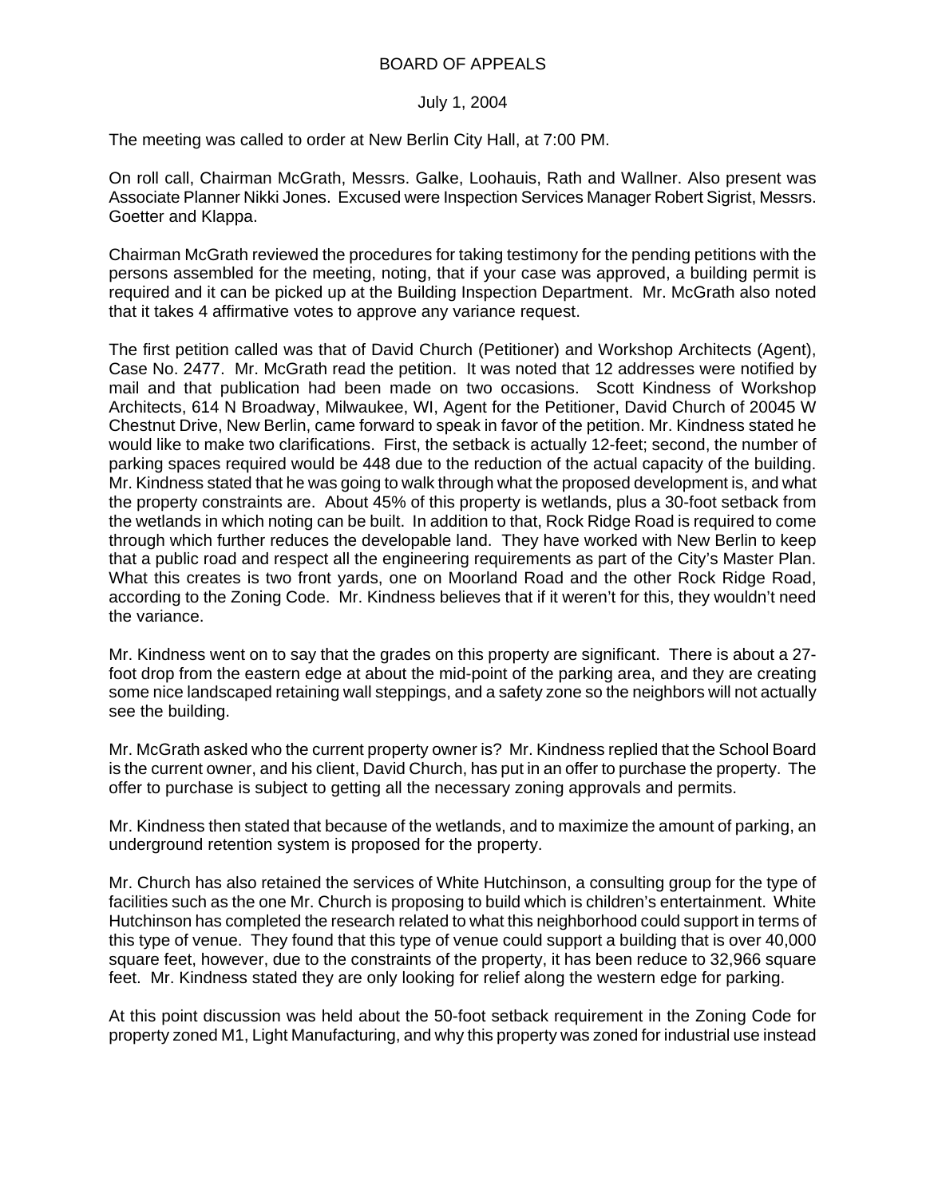# BOARD OF APPEALS

July 1, 2004

The meeting was called to order at New Berlin City Hall, at 7:00 PM.

On roll call, Chairman McGrath, Messrs. Galke, Loohauis, Rath and Wallner. Also present was Associate Planner Nikki Jones. Excused were Inspection Services Manager Robert Sigrist, Messrs. Goetter and Klappa.

Chairman McGrath reviewed the procedures for taking testimony for the pending petitions with the persons assembled for the meeting, noting, that if your case was approved, a building permit is required and it can be picked up at the Building Inspection Department. Mr. McGrath also noted that it takes 4 affirmative votes to approve any variance request.

The first petition called was that of David Church (Petitioner) and Workshop Architects (Agent), Case No. 2477. Mr. McGrath read the petition. It was noted that 12 addresses were notified by mail and that publication had been made on two occasions. Scott Kindness of Workshop Architects, 614 N Broadway, Milwaukee, WI, Agent for the Petitioner, David Church of 20045 W Chestnut Drive, New Berlin, came forward to speak in favor of the petition. Mr. Kindness stated he would like to make two clarifications. First, the setback is actually 12-feet; second, the number of parking spaces required would be 448 due to the reduction of the actual capacity of the building. Mr. Kindness stated that he was going to walk through what the proposed development is, and what the property constraints are. About 45% of this property is wetlands, plus a 30-foot setback from the wetlands in which noting can be built. In addition to that, Rock Ridge Road is required to come through which further reduces the developable land. They have worked with New Berlin to keep that a public road and respect all the engineering requirements as part of the City's Master Plan. What this creates is two front yards, one on Moorland Road and the other Rock Ridge Road, according to the Zoning Code. Mr. Kindness believes that if it weren't for this, they wouldn't need the variance.

Mr. Kindness went on to say that the grades on this property are significant. There is about a 27-foot drop from the eastern edge at about the mid-point of the parking area, and they are creating some nice landscaped retaining wall steppings, and a safety zone so the neighbors will not actually see the building.

Mr. McGrath asked who the current property owner is? Mr. Kindness replied that the School Board is the current owner, and his client, David Church, has put in an offer to purchase the property. The offer to purchase is subject to getting all the necessary zoning approvals and permits.

Mr. Kindness then stated that because of the wetlands, and to maximize the amount of parking, an underground retention system is proposed for the property.

Mr. Church has also retained the services of White Hutchinson, a consulting group for the type of facilities such as the one Mr. Church is proposing to build which is children's entertainment. White Hutchinson has completed the research related to what this neighborhood could support in terms of this type of venue. They found that this type of venue could support a building that is over 40,000 square feet, however, due to the constraints of the property, it has been reduce to 32,966 square feet. Mr. Kindness stated they are only looking for relief along the western edge for parking.

At this point discussion was held about the 50-foot setback requirement in the Zoning Code for property zoned M1, Light Manufacturing, and why this property was zoned for industrial use instead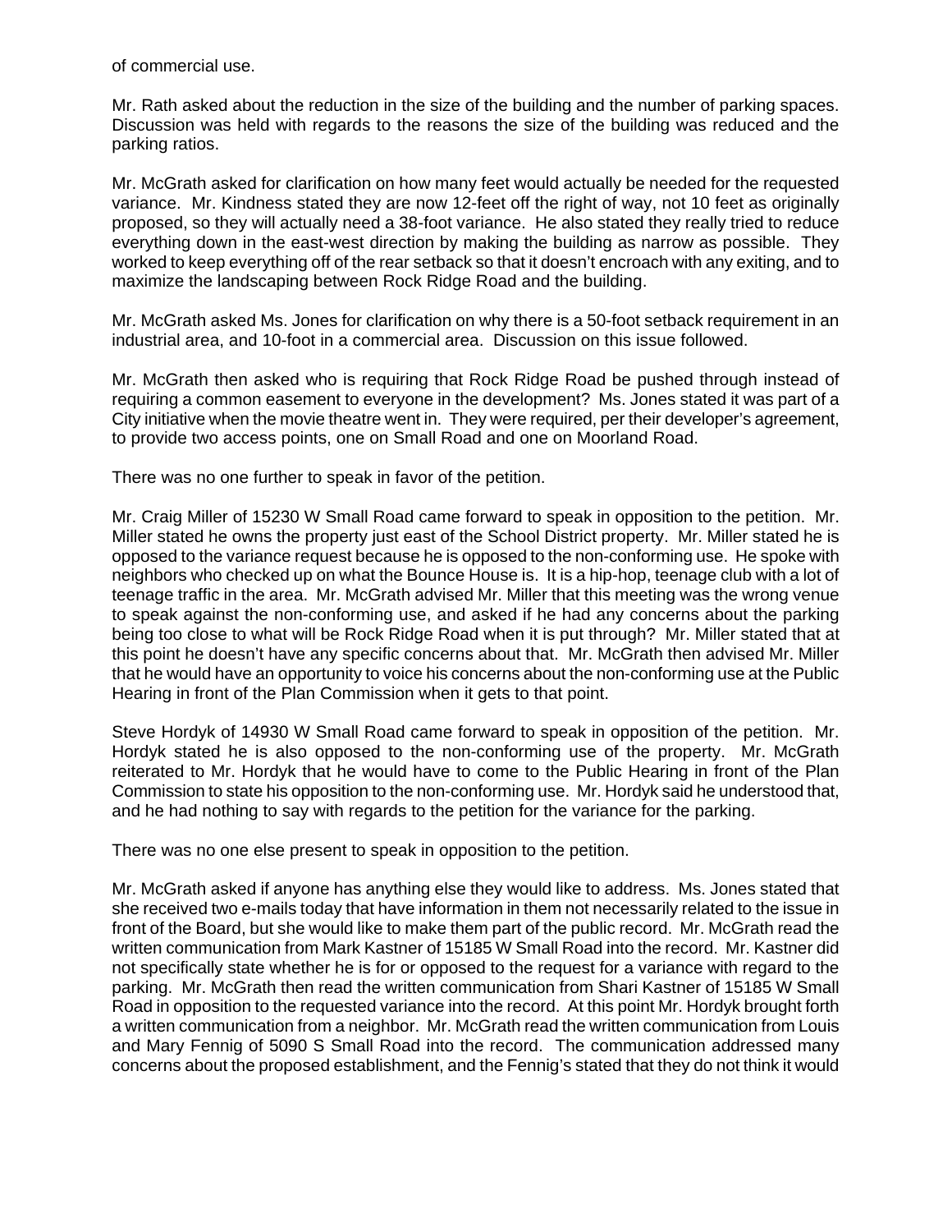of commercial use.

Mr. Rath asked about the reduction in the size of the building and the number of parking spaces. Discussion was held with regards to the reasons the size of the building was reduced and the parking ratios.

Mr. McGrath asked for clarification on how many feet would actually be needed for the requested variance. Mr. Kindness stated they are now 12-feet off the right of way, not 10 feet as originally proposed, so they will actually need a 38-foot variance. He also stated they really tried to reduce everything down in the east-west direction by making the building as narrow as possible. They worked to keep everything off of the rear setback so that it doesn't encroach with any exiting, and to maximize the landscaping between Rock Ridge Road and the building.

Mr. McGrath asked Ms. Jones for clarification on why there is a 50-foot setback requirement in an industrial area, and 10-foot in a commercial area. Discussion on this issue followed.

Mr. McGrath then asked who is requiring that Rock Ridge Road be pushed through instead of requiring a common easement to everyone in the development? Ms. Jones stated it was part of a City initiative when the movie theatre went in. They were required, per their developer's agreement, to provide two access points, one on Small Road and one on Moorland Road.

There was no one further to speak in favor of the petition.

Mr. Craig Miller of 15230 W Small Road came forward to speak in opposition to the petition. Mr. Miller stated he owns the property just east of the School District property. Mr. Miller stated he is opposed to the variance request because he is opposed to the non-conforming use. He spoke with neighbors who checked up on what the Bounce House is. It is a hip-hop, teenage club with a lot of teenage traffic in the area. Mr. McGrath advised Mr. Miller that this meeting was the wrong venue to speak against the non-conforming use, and asked if he had any concerns about the parking being too close to what will be Rock Ridge Road when it is put through? Mr. Miller stated that at this point he doesn't have any specific concerns about that. Mr. McGrath then advised Mr. Miller that he would have an opportunity to voice his concerns about the non-conforming use at the Public Hearing in front of the Plan Commission when it gets to that point.

Steve Hordyk of 14930 W Small Road came forward to speak in opposition of the petition. Mr. Hordyk stated he is also opposed to the non-conforming use of the property. Mr. McGrath reiterated to Mr. Hordyk that he would have to come to the Public Hearing in front of the Plan Commission to state his opposition to the non-conforming use. Mr. Hordyk said he understood that, and he had nothing to say with regards to the petition for the variance for the parking.

There was no one else present to speak in opposition to the petition.

Mr. McGrath asked if anyone has anything else they would like to address. Ms. Jones stated that she received two e-mails today that have information in them not necessarily related to the issue in front of the Board, but she would like to make them part of the public record. Mr. McGrath read the written communication from Mark Kastner of 15185 W Small Road into the record. Mr. Kastner did not specifically state whether he is for or opposed to the request for a variance with regard to the parking. Mr. McGrath then read the written communication from Shari Kastner of 15185 W Small Road in opposition to the requested variance into the record. At this point Mr. Hordyk brought forth a written communication from a neighbor. Mr. McGrath read the written communication from Louis and Mary Fennig of 5090 S Small Road into the record. The communication addressed many concerns about the proposed establishment, and the Fennig's stated that they do not think it would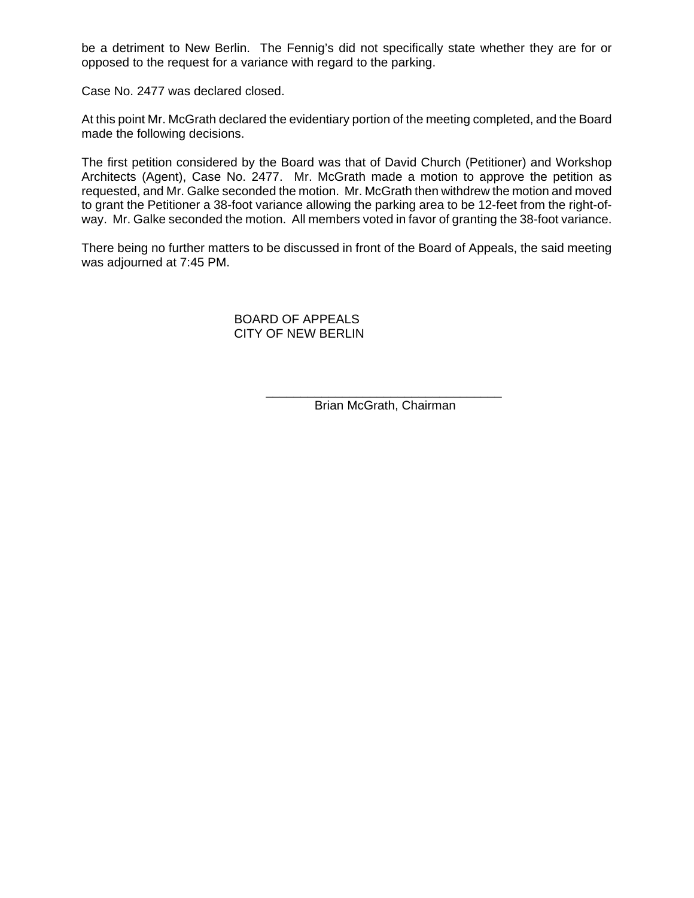be a detriment to New Berlin. The Fennig's did not specifically state whether they are for or opposed to the request for a variance with regard to the parking.

Case No. 2477 was declared closed.

At this point Mr. McGrath declared the evidentiary portion of the meeting completed, and the Board made the following decisions.

The first petition considered by the Board was that of David Church (Petitioner) and Workshop Architects (Agent), Case No. 2477. Mr. McGrath made a motion to approve the petition as requested, and Mr. Galke seconded the motion. Mr. McGrath then withdrew the motion and moved to grant the Petitioner a 38-foot variance allowing the parking area to be 12-feet from the right-of-way. Mr. Galke seconded the motion. All members voted in favor of granting the 38-foot variance.

There being no further matters to be discussed in front of the Board of Appeals, the said meeting was adjourned at 7:45 PM.

BOARD OF APPEALS
CITY OF NEW BERLIN

\_\_\_\_\_\_\_\_\_\_\_\_\_\_\_\_\_\_\_\_\_\_\_\_\_\_\_\_\_\_\_\_\_\_
Brian McGrath, Chairman